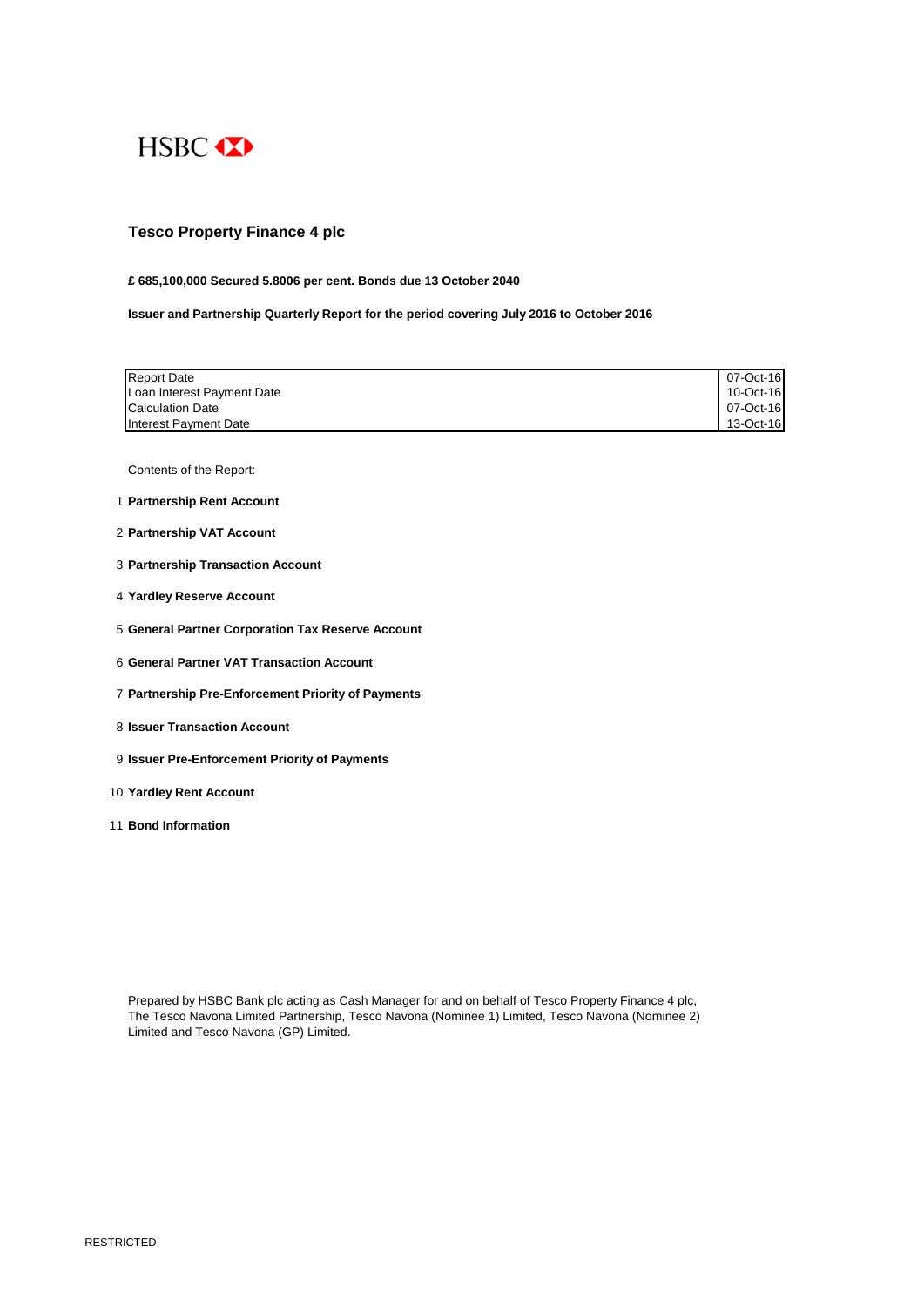HSBC

# Tesco Property Finance 4 plc

**£ 685,100,000 Secured 5.8006 per cent. Bonds due 13 October 2040**

**Issuer and Partnership Quarterly Report for the period covering July 2016 to October 2016**

| | |
|---|---|
| Report Date | 07-Oct-16 |
| Loan Interest Payment Date | 10-Oct-16 |
| Calculation Date | 07-Oct-16 |
| Interest Payment Date | 13-Oct-16 |

Contents of the Report:

1. **Partnership Rent Account**
2. **Partnership VAT Account**
3. **Partnership Transaction Account**
4. **Yardley Reserve Account**
5. **General Partner Corporation Tax Reserve Account**
6. **General Partner VAT Transaction Account**
7. **Partnership Pre-Enforcement Priority of Payments**
8. **Issuer Transaction Account**
9. **Issuer Pre-Enforcement Priority of Payments**
10. **Yardley Rent Account**
11. **Bond Information**

Prepared by HSBC Bank plc acting as Cash Manager for and on behalf of Tesco Property Finance 4 plc, The Tesco Navona Limited Partnership, Tesco Navona (Nominee 1) Limited, Tesco Navona (Nominee 2) Limited and Tesco Navona (GP) Limited.

RESTRICTED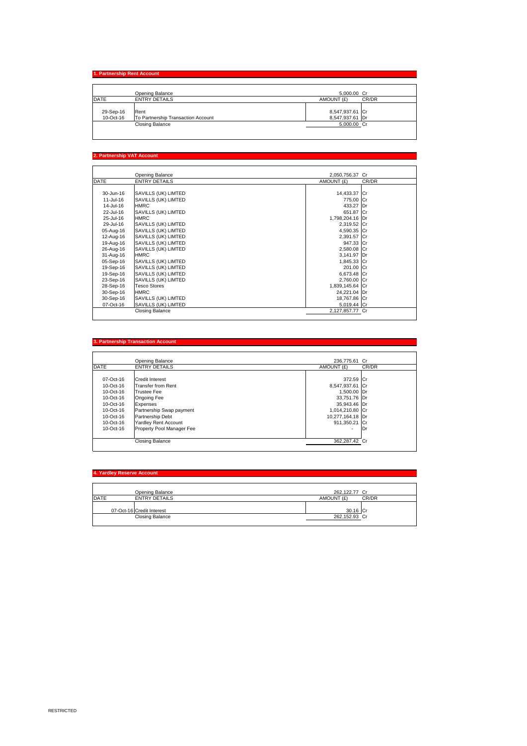## 1. Partnership Rent Account

| DATE | ENTRY DETAILS | AMOUNT (£) | CR/DR |
|---|---|---|---|
| | Opening Balance | 5,000.00 | Cr |
| 29-Sep-16 | Rent | 8,547,937.61 | Cr |
| 10-Oct-16 | To Partnership Transaction Account | 8,547,937.61 | Dr |
| | Closing Balance | 5,000.00 | Cr |

## 2. Partnership VAT Account

| DATE | ENTRY DETAILS | AMOUNT (£) | CR/DR |
|---|---|---|---|
| | Opening Balance | 2,050,756.37 | Cr |
| 30-Jun-16 | SAVILLS (UK) LIMTED | 14,433.37 | Cr |
| 11-Jul-16 | SAVILLS (UK) LIMTED | 775.00 | Cr |
| 14-Jul-16 | HMRC | 433.27 | Dr |
| 22-Jul-16 | SAVILLS (UK) LIMTED | 651.87 | Cr |
| 25-Jul-16 | HMRC | 1,798,204.16 | Dr |
| 29-Jul-16 | SAVILLS (UK) LIMTED | 2,319.52 | Cr |
| 05-Aug-16 | SAVILLS (UK) LIMTED | 4,590.35 | Cr |
| 12-Aug-16 | SAVILLS (UK) LIMTED | 2,391.57 | Cr |
| 19-Aug-16 | SAVILLS (UK) LIMTED | 947.33 | Cr |
| 26-Aug-16 | SAVILLS (UK) LIMTED | 2,580.08 | Cr |
| 31-Aug-16 | HMRC | 3,141.97 | Dr |
| 05-Sep-16 | SAVILLS (UK) LIMTED | 1,845.33 | Cr |
| 19-Sep-16 | SAVILLS (UK) LIMTED | 201.00 | Cr |
| 19-Sep-16 | SAVILLS (UK) LIMTED | 6,673.48 | Cr |
| 23-Sep-16 | SAVILLS (UK) LIMTED | 2,760.00 | Cr |
| 28-Sep-16 | Tesco Stores | 1,839,145.64 | Cr |
| 30-Sep-16 | HMRC | 24,221.04 | Dr |
| 30-Sep-16 | SAVILLS (UK) LIMTED | 18,767.86 | Cr |
| 07-Oct-16 | SAVILLS (UK) LIMTED | 5,019.44 | Cr |
| | Closing Balance | 2,127,857.77 | Cr |

## 3. Partnership Transaction Account

| DATE | ENTRY DETAILS | AMOUNT (£) | CR/DR |
|---|---|---|---|
| | Opening Balance | 236,775.61 | Cr |
| 07-Oct-16 | Credit Interest | 372.59 | Cr |
| 10-Oct-16 | Transfer from Rent | 8,547,937.61 | Cr |
| 10-Oct-16 | Trustee Fee | 1,500.00 | Dr |
| 10-Oct-16 | Ongoing Fee | 33,751.76 | Dr |
| 10-Oct-16 | Expenses | 35,943.46 | Dr |
| 10-Oct-16 | Partnership Swap payment | 1,014,210.80 | Cr |
| 10-Oct-16 | Partnership Debt | 10,277,164.18 | Dr |
| 10-Oct-16 | Yardley Rent Account | 911,350.21 | Cr |
| 10-Oct-16 | Property Pool Manager Fee | - | Dr |
| | Closing Balance | 362,287.42 | Cr |

## 4. Yardley Reserve Account

| DATE | ENTRY DETAILS | AMOUNT (£) | CR/DR |
|---|---|---|---|
| | Opening Balance | 262,122.77 | Cr |
| 07-Oct-16 | Credit Interest | 30.16 | Cr |
| | Closing Balance | 262,152.93 | Cr |

RESTRICTED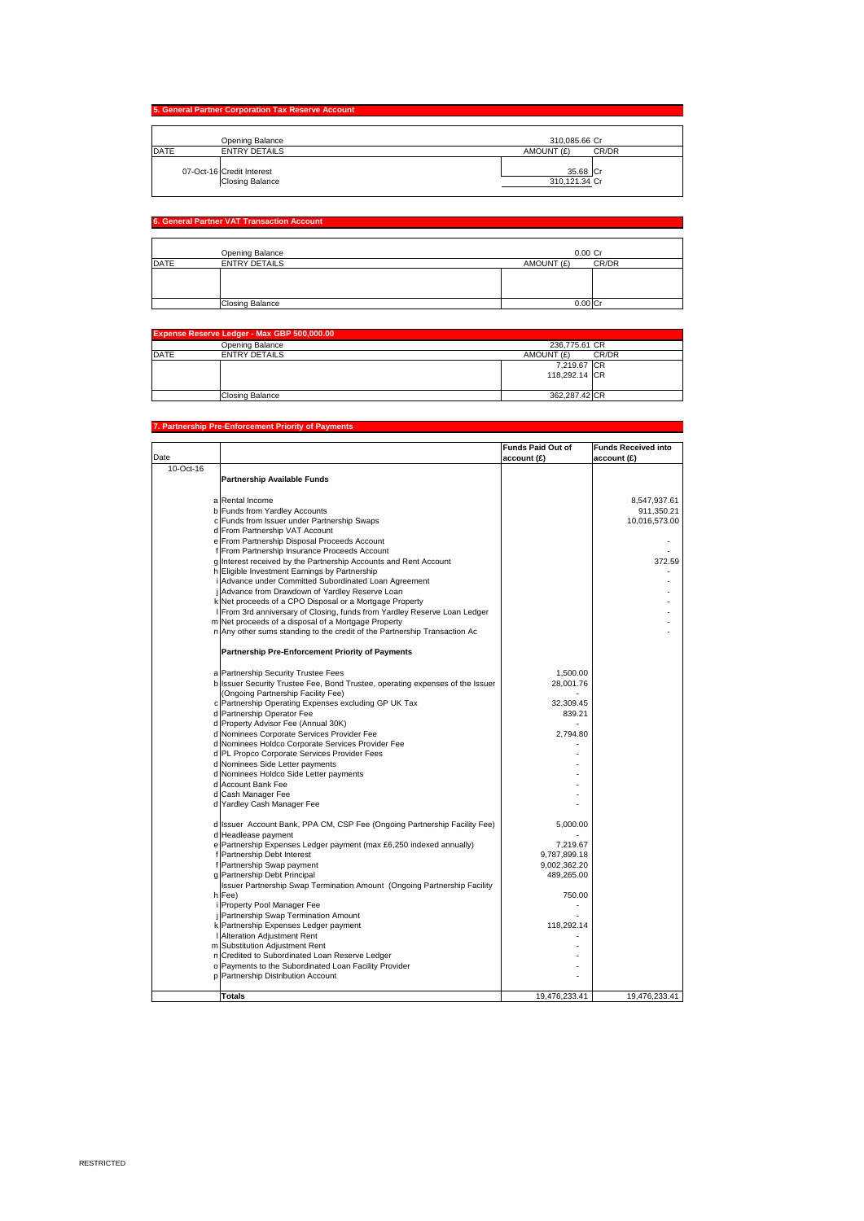## 5. General Partner Corporation Tax Reserve Account

| DATE | ENTRY DETAILS | AMOUNT (£) | CR/DR |
|---|---|---|---|
| | Opening Balance | 310,085.66 | Cr |
| 07-Oct-16 | Credit Interest | 35.68 | Cr |
| | Closing Balance | 310,121.34 | Cr |

## 6. General Partner VAT Transaction Account

| DATE | ENTRY DETAILS | AMOUNT (£) | CR/DR |
|---|---|---|---|
| | Opening Balance | 0.00 | Cr |
| | Closing Balance | 0.00 | Cr |

## Expense Reserve Ledger - Max GBP 500,000.00

| DATE | ENTRY DETAILS | AMOUNT (£) | CR/DR |
|---|---|---|---|
| | Opening Balance | 236,775.61 | CR |
| | | 7,219.67 | CR |
| | | 118,292.14 | CR |
| | Closing Balance | 362,287.42 | CR |

## 7. Partnership Pre-Enforcement Priority of Payments

| Date | | | Funds Paid Out of account (£) | Funds Received into account (£) |
|---|---|---|---|---|
| 10-Oct-16 | | **Partnership Available Funds** | | |
| | a | Rental Income | | 8,547,937.61 |
| | b | Funds from Yardley Accounts | | 911,350.21 |
| | c | Funds from Issuer under Partnership Swaps | | 10,016,573.00 |
| | d | From Partnership VAT Account | | |
| | e | From Partnership Disposal Proceeds Account | | - |
| | f | From Partnership Insurance Proceeds Account | | - |
| | g | Interest received by the Partnership Accounts and Rent Account | | 372.59 |
| | h | Eligible Investment Earnings by Partnership | | - |
| | i | Advance under Committed Subordinated Loan Agreement | | - |
| | j | Advance from Drawdown of Yardley Reserve Loan | | - |
| | k | Net proceeds of a CPO Disposal or a Mortgage Property | | - |
| | l | From 3rd anniversary of Closing, funds from Yardley Reserve Loan Ledger | | - |
| | m | Net proceeds of a disposal of a Mortgage Property | | - |
| | n | Any other sums standing to the credit of the Partnership Transaction Ac | | - |
| | | **Partnership Pre-Enforcement Priority of Payments** | | |
| | a | Partnership Security Trustee Fees | 1,500.00 | |
| | b | Issuer Security Trustee Fee, Bond Trustee, operating expenses of the Issuer | 28,001.76 | |
| | | (Ongoing Partnership Facility Fee) | - | |
| | c | Partnership Operating Expenses excluding GP UK Tax | 32,309.45 | |
| | d | Partnership Operator Fee | 839.21 | |
| | d | Property Advisor Fee (Annual 30K) | - | |
| | d | Nominees Corporate Services Provider Fee | 2,794.80 | |
| | d | Nominees Holdco Corporate Services Provider Fee | - | |
| | d | PL Propco Corporate Services Provider Fees | - | |
| | d | Nominees Side Letter payments | - | |
| | d | Nominees Holdco Side Letter payments | - | |
| | d | Account Bank Fee | - | |
| | d | Cash Manager Fee | - | |
| | d | Yardley Cash Manager Fee | - | |
| | d | Issuer Account Bank, PPA CM, CSP Fee (Ongoing Partnership Facility Fee) | 5,000.00 | |
| | d | Headlease payment | - | |
| | e | Partnership Expenses Ledger payment (max £6,250 indexed annually) | 7,219.67 | |
| | f | Partnership Debt Interest | 9,787,899.18 | |
| | f | Partnership Swap payment | 9,002,362.20 | |
| | g | Partnership Debt Principal | 489,265.00 | |
| | h | Issuer Partnership Swap Termination Amount (Ongoing Partnership Facility Fee) | 750.00 | |
| | i | Property Pool Manager Fee | - | |
| | j | Partnership Swap Termination Amount | - | |
| | k | Partnership Expenses Ledger payment | 118,292.14 | |
| | l | Alteration Adjustment Rent | - | |
| | m | Substitution Adjustment Rent | - | |
| | n | Credited to Subordinated Loan Reserve Ledger | - | |
| | o | Payments to the Subordinated Loan Facility Provider | - | |
| | p | Partnership Distribution Account | - | |
| | | **Totals** | 19,476,233.41 | 19,476,233.41 |

RESTRICTED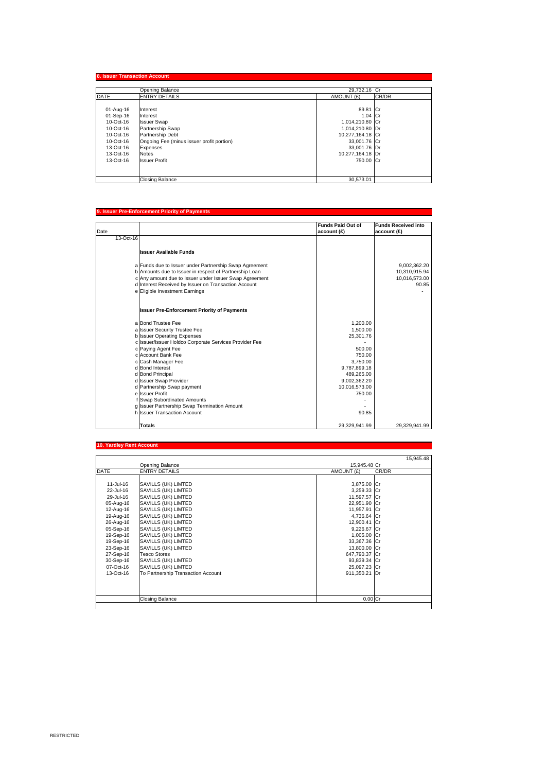## 8. Issuer Transaction Account

| DATE | ENTRY DETAILS | AMOUNT (£) | CR/DR |
|---|---|---|---|
| | Opening Balance | 29,732.16 | Cr |
| 01-Aug-16 | Interest | 89.81 | Cr |
| 01-Sep-16 | Interest | 1.04 | Cr |
| 10-Oct-16 | Issuer Swap | 1,014,210.80 | Cr |
| 10-Oct-16 | Partnership Swap | 1,014,210.80 | Dr |
| 10-Oct-16 | Partnership Debt | 10,277,164.18 | Cr |
| 10-Oct-16 | Ongoing Fee (minus issuer profit portion) | 33,001.76 | Cr |
| 13-Oct-16 | Expenses | 33,001.76 | Dr |
| 13-Oct-16 | Notes | 10,277,164.18 | Dr |
| 13-Oct-16 | Issuer Profit | 750.00 | Cr |
| | Closing Balance | 30,573.01 | |

## 9. Issuer Pre-Enforcement Priority of Payments

| Date | | Funds Paid Out of account (£) | Funds Received into account (£) |
|---|---|---|---|
| 13-Oct-16 | | | |
| | **Issuer Available Funds** | | |
| | a Funds due to Issuer under Partnership Swap Agreement | | 9,002,362.20 |
| | b Amounts due to Issuer in respect of Partnership Loan | | 10,310,915.94 |
| | c Any amount due to Issuer under Issuer Swap Agreement | | 10,016,573.00 |
| | d Interest Received by Issuer on Transaction Account | | 90.85 |
| | e Eligible Investment Earnings | | - |
| | **Issuer Pre-Enforcement Priority of Payments** | | |
| | a Bond Trustee Fee | 1,200.00 | |
| | a Issuer Security Trustee Fee | 1,500.00 | |
| | b Issuer Operating Expenses | 25,301.76 | |
| | c Issuer/Issuer Holdco Corporate Services Provider Fee | - | |
| | c Paying Agent Fee | 500.00 | |
| | c Account Bank Fee | 750.00 | |
| | c Cash Manager Fee | 3,750.00 | |
| | d Bond Interest | 9,787,899.18 | |
| | d Bond Principal | 489,265.00 | |
| | d Issuer Swap Provider | 9,002,362.20 | |
| | d Partnership Swap payment | 10,016,573.00 | |
| | e Issuer Profit | 750.00 | |
| | f Swap Subordinated Amounts | - | |
| | g Issuer Partnership Swap Termination Amount | - | |
| | h Issuer Transaction Account | 90.85 | |
| | **Totals** | 29,329,941.99 | 29,329,941.99 |

## 10. Yardley Rent Account

15,945.48

| DATE | ENTRY DETAILS | AMOUNT (£) | CR/DR |
|---|---|---|---|
| | Opening Balance | 15,945.48 | Cr |
| 11-Jul-16 | SAVILLS (UK) LIMTED | 3,875.00 | Cr |
| 22-Jul-16 | SAVILLS (UK) LIMTED | 3,259.33 | Cr |
| 29-Jul-16 | SAVILLS (UK) LIMTED | 11,597.57 | Cr |
| 05-Aug-16 | SAVILLS (UK) LIMTED | 22,951.90 | Cr |
| 12-Aug-16 | SAVILLS (UK) LIMTED | 11,957.91 | Cr |
| 19-Aug-16 | SAVILLS (UK) LIMTED | 4,736.64 | Cr |
| 26-Aug-16 | SAVILLS (UK) LIMTED | 12,900.41 | Cr |
| 05-Sep-16 | SAVILLS (UK) LIMTED | 9,226.67 | Cr |
| 19-Sep-16 | SAVILLS (UK) LIMTED | 1,005.00 | Cr |
| 19-Sep-16 | SAVILLS (UK) LIMTED | 33,367.36 | Cr |
| 23-Sep-16 | SAVILLS (UK) LIMTED | 13,800.00 | Cr |
| 27-Sep-16 | Tesco Stores | 647,790.37 | Cr |
| 30-Sep-16 | SAVILLS (UK) LIMTED | 93,839.34 | Cr |
| 07-Oct-16 | SAVILLS (UK) LIMTED | 25,097.23 | Cr |
| 13-Oct-16 | To Partnership Transaction Account | 911,350.21 | Dr |
| | Closing Balance | 0.00 | Cr |

RESTRICTED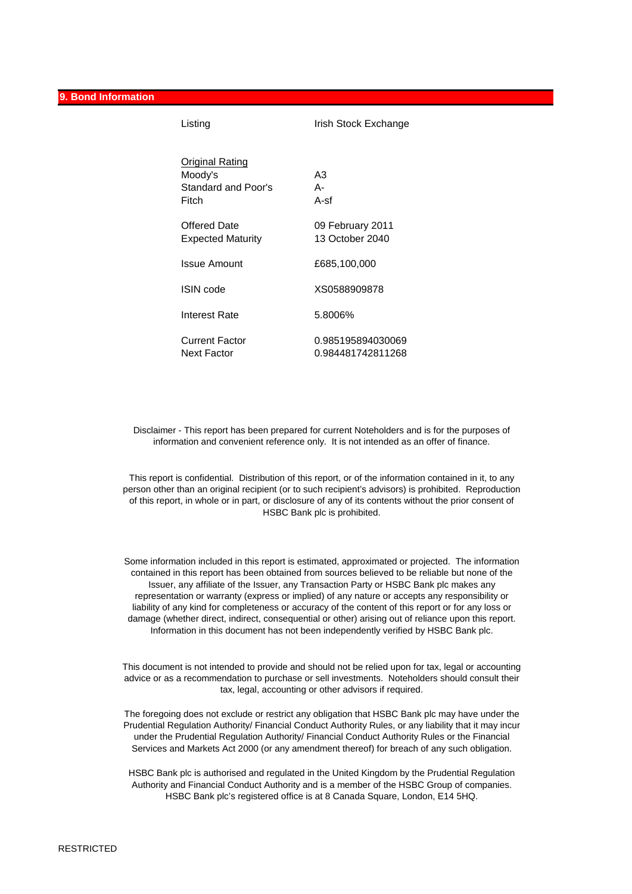## 9. Bond Information

| | |
|---|---|
| Listing | Irish Stock Exchange |
| Original Rating | |
| Moody's | A3 |
| Standard and Poor's | A- |
| Fitch | A-sf |
| Offered Date | 09 February 2011 |
| Expected Maturity | 13 October 2040 |
| Issue Amount | £685,100,000 |
| ISIN code | XS0588909878 |
| Interest Rate | 5.8006% |
| Current Factor | 0.985195894030069 |
| Next Factor | 0.984481742811268 |

Disclaimer - This report has been prepared for current Noteholders and is for the purposes of information and convenient reference only. It is not intended as an offer of finance.

This report is confidential. Distribution of this report, or of the information contained in it, to any person other than an original recipient (or to such recipient's advisors) is prohibited. Reproduction of this report, in whole or in part, or disclosure of any of its contents without the prior consent of HSBC Bank plc is prohibited.

Some information included in this report is estimated, approximated or projected. The information contained in this report has been obtained from sources believed to be reliable but none of the Issuer, any affiliate of the Issuer, any Transaction Party or HSBC Bank plc makes any representation or warranty (express or implied) of any nature or accepts any responsibility or liability of any kind for completeness or accuracy of the content of this report or for any loss or damage (whether direct, indirect, consequential or other) arising out of reliance upon this report. Information in this document has not been independently verified by HSBC Bank plc.

This document is not intended to provide and should not be relied upon for tax, legal or accounting advice or as a recommendation to purchase or sell investments. Noteholders should consult their tax, legal, accounting or other advisors if required.

The foregoing does not exclude or restrict any obligation that HSBC Bank plc may have under the Prudential Regulation Authority/ Financial Conduct Authority Rules, or any liability that it may incur under the Prudential Regulation Authority/ Financial Conduct Authority Rules or the Financial Services and Markets Act 2000 (or any amendment thereof) for breach of any such obligation.

HSBC Bank plc is authorised and regulated in the United Kingdom by the Prudential Regulation Authority and Financial Conduct Authority and is a member of the HSBC Group of companies. HSBC Bank plc's registered office is at 8 Canada Square, London, E14 5HQ.

RESTRICTED